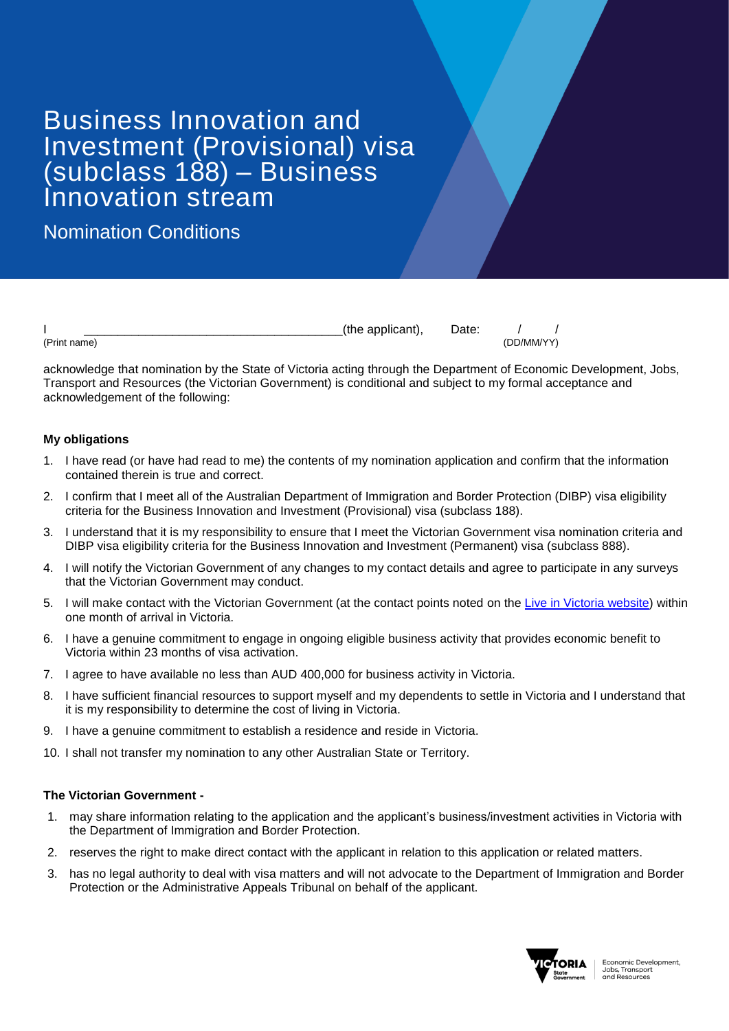# Business Innovation and Investment (Provisional) visa (subclass 188) – Business Innovation stream

## Nomination Conditions

I ______________________________________(the applicant), Date: / /
(Print name) (DD/MM/YY)

acknowledge that nomination by the State of Victoria acting through the Department of Economic Development, Jobs, Transport and Resources (the Victorian Government) is conditional and subject to my formal acceptance and acknowledgement of the following:

**My obligations**

1. I have read (or have had read to me) the contents of my nomination application and confirm that the information contained therein is true and correct.
2. I confirm that I meet all of the Australian Department of Immigration and Border Protection (DIBP) visa eligibility criteria for the Business Innovation and Investment (Provisional) visa (subclass 188).
3. I understand that it is my responsibility to ensure that I meet the Victorian Government visa nomination criteria and DIBP visa eligibility criteria for the Business Innovation and Investment (Permanent) visa (subclass 888).
4. I will notify the Victorian Government of any changes to my contact details and agree to participate in any surveys that the Victorian Government may conduct.
5. I will make contact with the Victorian Government (at the contact points noted on the Live in Victoria website) within one month of arrival in Victoria.
6. I have a genuine commitment to engage in ongoing eligible business activity that provides economic benefit to Victoria within 23 months of visa activation.
7. I agree to have available no less than AUD 400,000 for business activity in Victoria.
8. I have sufficient financial resources to support myself and my dependents to settle in Victoria and I understand that it is my responsibility to determine the cost of living in Victoria.
9. I have a genuine commitment to establish a residence and reside in Victoria.
10. I shall not transfer my nomination to any other Australian State or Territory.

**The Victorian Government -**

1. may share information relating to the application and the applicant's business/investment activities in Victoria with the Department of Immigration and Border Protection.
2. reserves the right to make direct contact with the applicant in relation to this application or related matters.
3. has no legal authority to deal with visa matters and will not advocate to the Department of Immigration and Border Protection or the Administrative Appeals Tribunal on behalf of the applicant.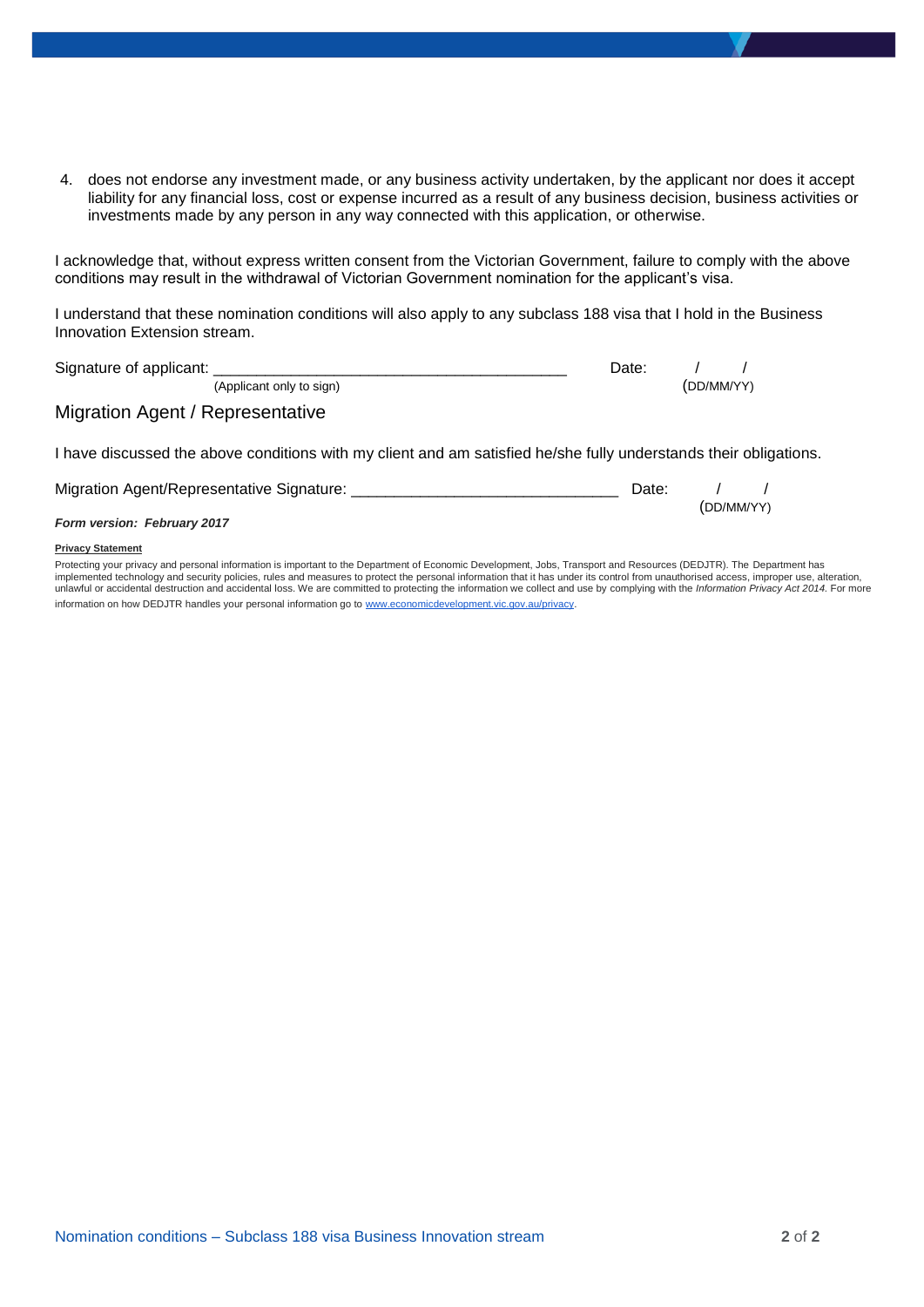4. does not endorse any investment made, or any business activity undertaken, by the applicant nor does it accept liability for any financial loss, cost or expense incurred as a result of any business decision, business activities or investments made by any person in any way connected with this application, or otherwise.

I acknowledge that, without express written consent from the Victorian Government, failure to comply with the above conditions may result in the withdrawal of Victorian Government nomination for the applicant's visa.

I understand that these nomination conditions will also apply to any subclass 188 visa that I hold in the Business Innovation Extension stream.

Signature of applicant: ________________________________________ Date: / /
(Applicant only to sign) (DD/MM/YY)

## Migration Agent / Representative

I have discussed the above conditions with my client and am satisfied he/she fully understands their obligations.

Migration Agent/Representative Signature: ______________________________ Date: / /
(DD/MM/YY)

***Form version: February 2017***

**Privacy Statement**

Protecting your privacy and personal information is important to the Department of Economic Development, Jobs, Transport and Resources (DEDJTR). The Department has implemented technology and security policies, rules and measures to protect the personal information that it has under its control from unauthorised access, improper use, alteration, unlawful or accidental destruction and accidental loss. We are committed to protecting the information we collect and use by complying with the *Information Privacy Act 2014*. For more information on how DEDJTR handles your personal information go to www.economicdevelopment.vic.gov.au/privacy.